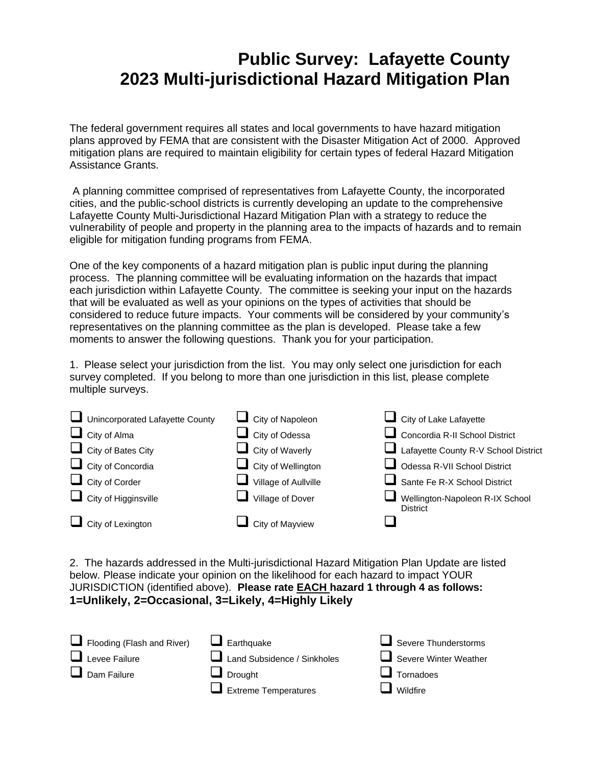# Public Survey: Lafayette County 2023 Multi-jurisdictional Hazard Mitigation Plan

The federal government requires all states and local governments to have hazard mitigation plans approved by FEMA that are consistent with the Disaster Mitigation Act of 2000. Approved mitigation plans are required to maintain eligibility for certain types of federal Hazard Mitigation Assistance Grants.

A planning committee comprised of representatives from Lafayette County, the incorporated cities, and the public-school districts is currently developing an update to the comprehensive Lafayette County Multi-Jurisdictional Hazard Mitigation Plan with a strategy to reduce the vulnerability of people and property in the planning area to the impacts of hazards and to remain eligible for mitigation funding programs from FEMA.

One of the key components of a hazard mitigation plan is public input during the planning process. The planning committee will be evaluating information on the hazards that impact each jurisdiction within Lafayette County. The committee is seeking your input on the hazards that will be evaluated as well as your opinions on the types of activities that should be considered to reduce future impacts. Your comments will be considered by your community's representatives on the planning committee as the plan is developed. Please take a few moments to answer the following questions. Thank you for your participation.

1. Please select your jurisdiction from the list. You may only select one jurisdiction for each survey completed. If you belong to more than one jurisdiction in this list, please complete multiple surveys.

- ☐ Unincorporated Lafayette County
- ☐ City of Alma
- ☐ City of Bates City
- ☐ City of Concordia
- ☐ City of Corder
- ☐ City of Higginsville
- ☐ City of Lexington
- ☐ City of Napoleon
- ☐ City of Odessa
- ☐ City of Waverly
- ☐ City of Wellington
- ☐ Village of Aullville
- ☐ Village of Dover
- ☐ City of Mayview
- ☐ City of Lake Lafayette
- ☐ Concordia R-II School District
- ☐ Lafayette County R-V School District
- ☐ Odessa R-VII School District
- ☐ Sante Fe R-X School District
- ☐ Wellington-Napoleon R-IX School District
- ☐

2. The hazards addressed in the Multi-jurisdictional Hazard Mitigation Plan Update are listed below. Please indicate your opinion on the likelihood for each hazard to impact YOUR JURISDICTION (identified above). **Please rate EACH hazard 1 through 4 as follows: 1=Unlikely, 2=Occasional, 3=Likely, 4=Highly Likely**

- ☐ Flooding (Flash and River)
- ☐ Levee Failure
- ☐ Dam Failure
- ☐ Earthquake
- ☐ Land Subsidence / Sinkholes
- ☐ Drought
- ☐ Extreme Temperatures
- ☐ Severe Thunderstorms
- ☐ Severe Winter Weather
- ☐ Tornadoes
- ☐ Wildfire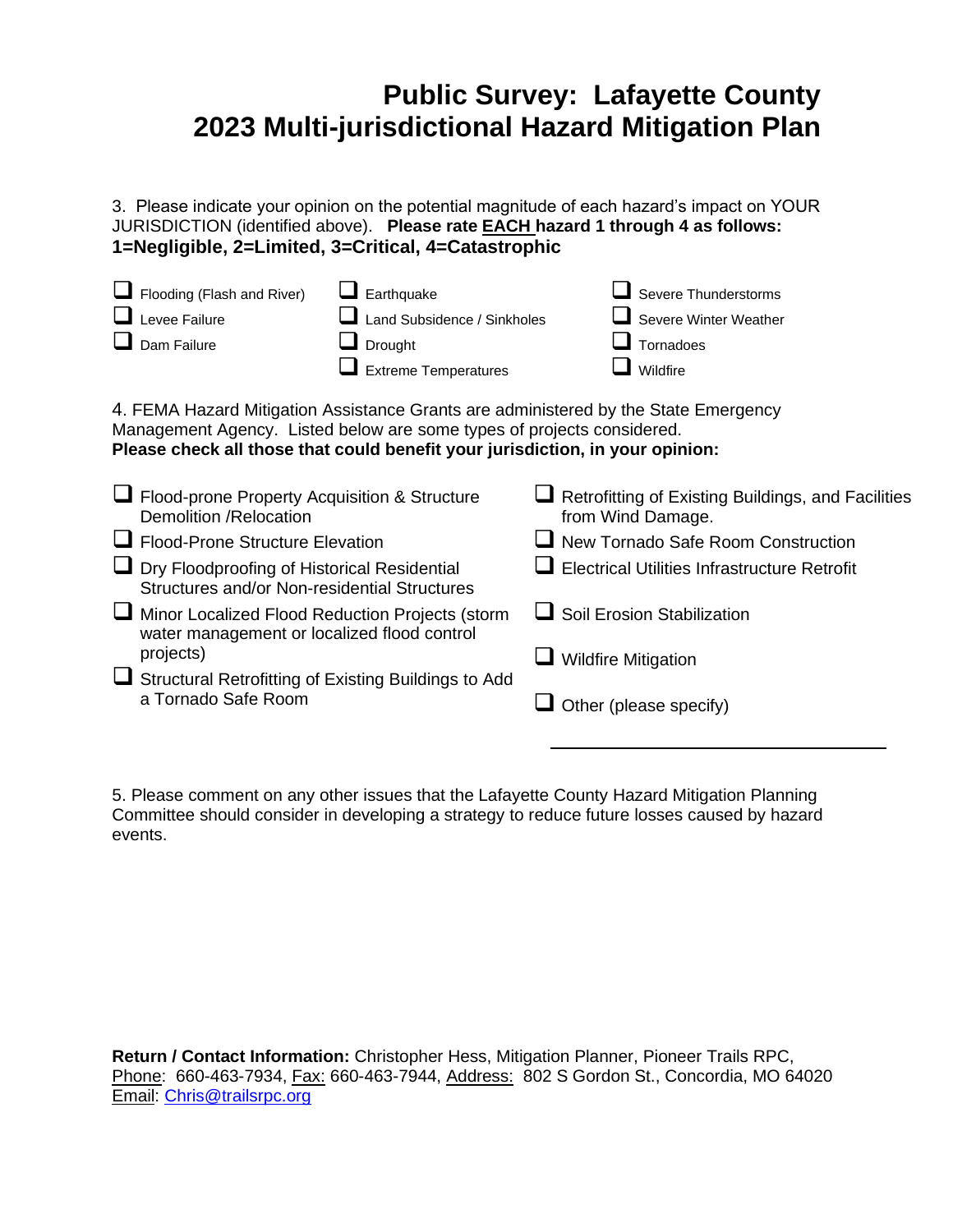# Public Survey: Lafayette County 2023 Multi-jurisdictional Hazard Mitigation Plan

3. Please indicate your opinion on the potential magnitude of each hazard's impact on YOUR JURISDICTION (identified above). **Please rate EACH hazard 1 through 4 as follows: 1=Negligible, 2=Limited, 3=Critical, 4=Catastrophic**

- ❑ Flooding (Flash and River)
- ❑ Levee Failure
- ❑ Dam Failure
- ❑ Earthquake
- ❑ Land Subsidence / Sinkholes
- ❑ Drought
- ❑ Extreme Temperatures
- ❑ Severe Thunderstorms
- ❑ Severe Winter Weather
- ❑ Tornadoes
- ❑ Wildfire

4. FEMA Hazard Mitigation Assistance Grants are administered by the State Emergency Management Agency. Listed below are some types of projects considered. **Please check all those that could benefit your jurisdiction, in your opinion:**

- ❑ Flood-prone Property Acquisition & Structure Demolition /Relocation
- ❑ Flood-Prone Structure Elevation
- ❑ Dry Floodproofing of Historical Residential Structures and/or Non-residential Structures
- ❑ Minor Localized Flood Reduction Projects (storm water management or localized flood control projects)
- ❑ Structural Retrofitting of Existing Buildings to Add a Tornado Safe Room
- ❑ Retrofitting of Existing Buildings, and Facilities from Wind Damage.
- ❑ New Tornado Safe Room Construction
- ❑ Electrical Utilities Infrastructure Retrofit
- ❑ Soil Erosion Stabilization
- ❑ Wildfire Mitigation
- ❑ Other (please specify) ______________________

5. Please comment on any other issues that the Lafayette County Hazard Mitigation Planning Committee should consider in developing a strategy to reduce future losses caused by hazard events.

**Return / Contact Information:** Christopher Hess, Mitigation Planner, Pioneer Trails RPC, Phone: 660-463-7934, Fax: 660-463-7944, Address: 802 S Gordon St., Concordia, MO 64020
Email: Chris@trailsrpc.org